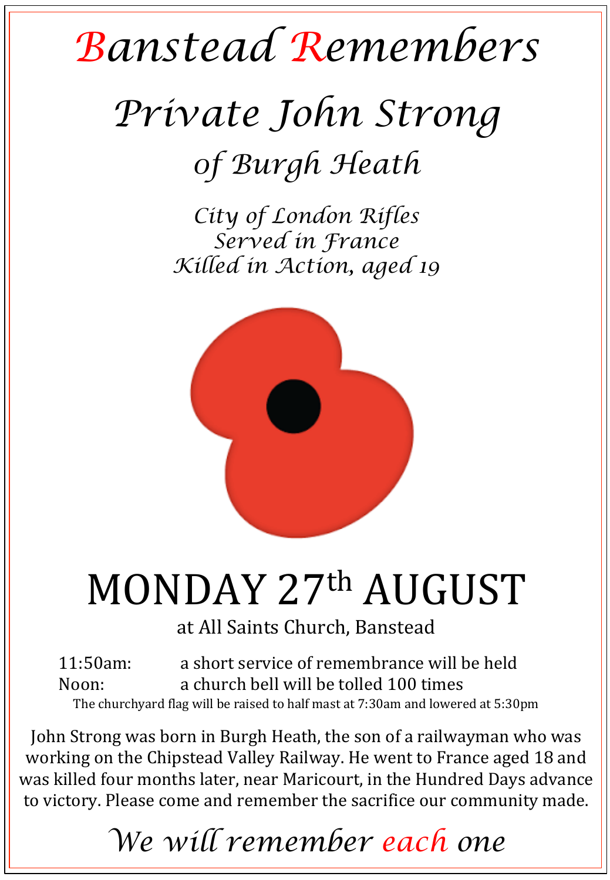# Banstead Remembers

## Private John Strong

### of Burgh Heath

*City of London Rifles*
*Served in France*
*Killed in Action, aged 19*

# MONDAY 27th AUGUST

at All Saints Church, Banstead

11:50am: a short service of remembrance will be held
Noon: a church bell will be tolled 100 times

The churchyard flag will be raised to half mast at 7:30am and lowered at 5:30pm

John Strong was born in Burgh Heath, the son of a railwayman who was working on the Chipstead Valley Railway. He went to France aged 18 and was killed four months later, near Maricourt, in the Hundred Days advance to victory. Please come and remember the sacrifice our community made.

*We will remember each one*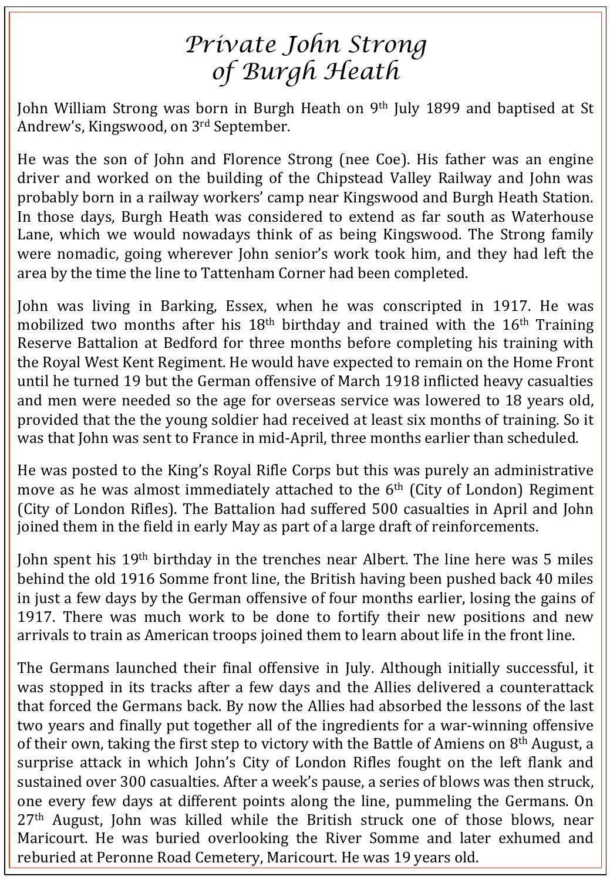# *Private John Strong of Burgh Heath*

John William Strong was born in Burgh Heath on 9th July 1899 and baptised at St Andrew's, Kingswood, on 3rd September.

He was the son of John and Florence Strong (nee Coe). His father was an engine driver and worked on the building of the Chipstead Valley Railway and John was probably born in a railway workers' camp near Kingswood and Burgh Heath Station. In those days, Burgh Heath was considered to extend as far south as Waterhouse Lane, which we would nowadays think of as being Kingswood. The Strong family were nomadic, going wherever John senior's work took him, and they had left the area by the time the line to Tattenham Corner had been completed.

John was living in Barking, Essex, when he was conscripted in 1917. He was mobilized two months after his 18th birthday and trained with the 16th Training Reserve Battalion at Bedford for three months before completing his training with the Royal West Kent Regiment. He would have expected to remain on the Home Front until he turned 19 but the German offensive of March 1918 inflicted heavy casualties and men were needed so the age for overseas service was lowered to 18 years old, provided that the the young soldier had received at least six months of training. So it was that John was sent to France in mid-April, three months earlier than scheduled.

He was posted to the King's Royal Rifle Corps but this was purely an administrative move as he was almost immediately attached to the 6th (City of London) Regiment (City of London Rifles). The Battalion had suffered 500 casualties in April and John joined them in the field in early May as part of a large draft of reinforcements.

John spent his 19th birthday in the trenches near Albert. The line here was 5 miles behind the old 1916 Somme front line, the British having been pushed back 40 miles in just a few days by the German offensive of four months earlier, losing the gains of 1917. There was much work to be done to fortify their new positions and new arrivals to train as American troops joined them to learn about life in the front line.

The Germans launched their final offensive in July. Although initially successful, it was stopped in its tracks after a few days and the Allies delivered a counterattack that forced the Germans back. By now the Allies had absorbed the lessons of the last two years and finally put together all of the ingredients for a war-winning offensive of their own, taking the first step to victory with the Battle of Amiens on 8th August, a surprise attack in which John's City of London Rifles fought on the left flank and sustained over 300 casualties. After a week's pause, a series of blows was then struck, one every few days at different points along the line, pummeling the Germans. On 27th August, John was killed while the British struck one of those blows, near Maricourt. He was buried overlooking the River Somme and later exhumed and reburied at Peronne Road Cemetery, Maricourt. He was 19 years old.